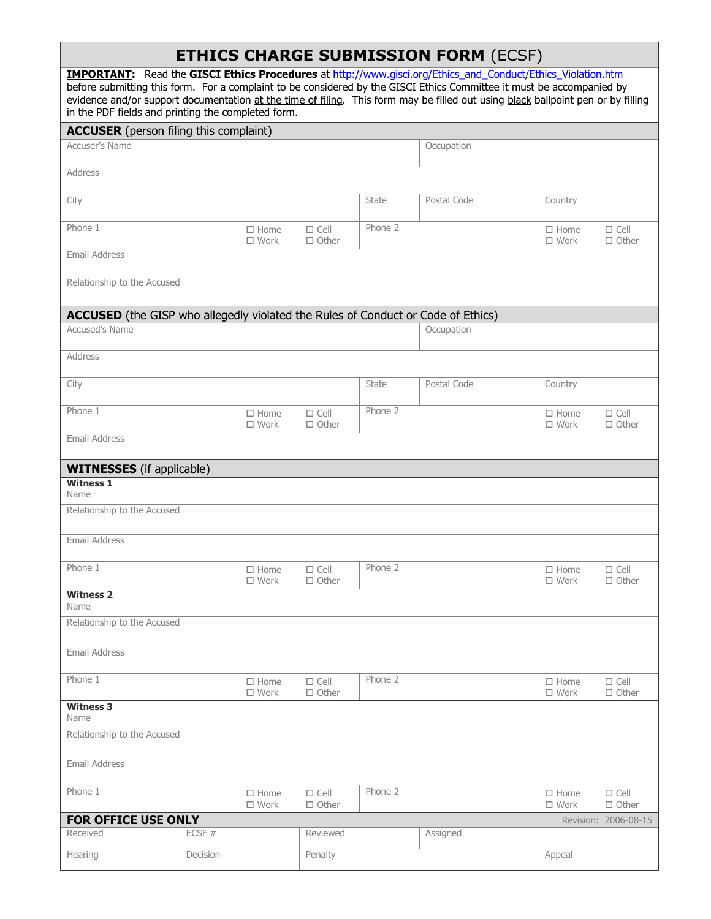# ETHICS CHARGE SUBMISSION FORM (ECSF)

**IMPORTANT:** Read the **GISCI Ethics Procedures** at http://www.gisci.org/Ethics_and_Conduct/Ethics_Violation.htm before submitting this form. For a complaint to be considered by the GISCI Ethics Committee it must be accompanied by evidence and/or support documentation at the time of filing. This form may be filled out using black ballpoint pen or by filling in the PDF fields and printing the completed form.

## ACCUSER (person filing this complaint)

| Accuser's Name | | | | Occupation | | |
|---|---|---|---|---|---|---|
| Address | | | | | | |
| City | | | State | Postal Code | Country | |
| Phone 1 | ☐ Home ☐ Work | ☐ Cell ☐ Other | Phone 2 | | ☐ Home ☐ Work | ☐ Cell ☐ Other |
| Email Address | | | | | | |
| Relationship to the Accused | | | | | | |

## ACCUSED (the GISP who allegedly violated the Rules of Conduct or Code of Ethics)

| Accused's Name | | | | Occupation | | |
|---|---|---|---|---|---|---|
| Address | | | | | | |
| City | | | State | Postal Code | Country | |
| Phone 1 | ☐ Home ☐ Work | ☐ Cell ☐ Other | Phone 2 | | ☐ Home ☐ Work | ☐ Cell ☐ Other |
| Email Address | | | | | | |

## WITNESSES (if applicable)

**Witness 1**

| Name | | | | | |
|---|---|---|---|---|---|
| Relationship to the Accused | | | | | |
| Email Address | | | | | |
| Phone 1 | ☐ Home ☐ Work | ☐ Cell ☐ Other | Phone 2 | ☐ Home ☐ Work | ☐ Cell ☐ Other |

**Witness 2**

| Name | | | | | |
|---|---|---|---|---|---|
| Relationship to the Accused | | | | | |
| Email Address | | | | | |
| Phone 1 | ☐ Home ☐ Work | ☐ Cell ☐ Other | Phone 2 | ☐ Home ☐ Work | ☐ Cell ☐ Other |

**Witness 3**

| Name | | | | | |
|---|---|---|---|---|---|
| Relationship to the Accused | | | | | |
| Email Address | | | | | |
| Phone 1 | ☐ Home ☐ Work | ☐ Cell ☐ Other | Phone 2 | ☐ Home ☐ Work | ☐ Cell ☐ Other |

## FOR OFFICE USE ONLY

Revision: 2006-08-15

| Received | ECSF # | Reviewed | Assigned | |
|---|---|---|---|---|
| Hearing | Decision | Penalty | | Appeal |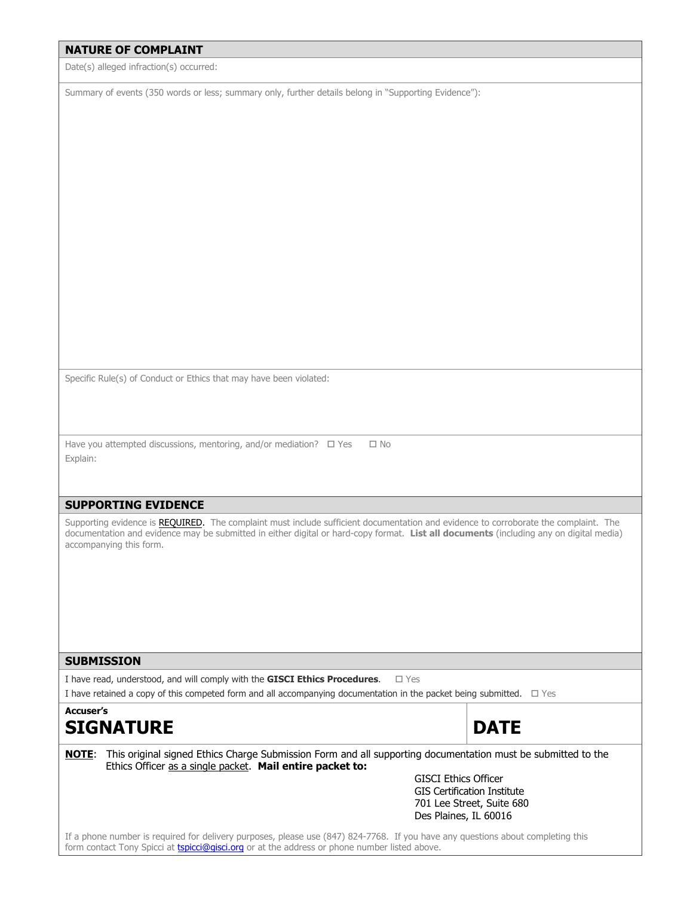## NATURE OF COMPLAINT

Date(s) alleged infraction(s) occurred:

Summary of events (350 words or less; summary only, further details belong in "Supporting Evidence"):

Specific Rule(s) of Conduct or Ethics that may have been violated:

Have you attempted discussions, mentoring, and/or mediation? ☐ Yes ☐ No

Explain:

## SUPPORTING EVIDENCE

Supporting evidence is REQUIRED. The complaint must include sufficient documentation and evidence to corroborate the complaint. The documentation and evidence may be submitted in either digital or hard-copy format. **List all documents** (including any on digital media) accompanying this form.

## SUBMISSION

I have read, understood, and will comply with the **GISCI Ethics Procedures**. ☐ Yes

I have retained a copy of this competed form and all accompanying documentation in the packet being submitted. ☐ Yes

| Accuser's **SIGNATURE** | **DATE** |
|---|---|
| | |

**NOTE**: This original signed Ethics Charge Submission Form and all supporting documentation must be submitted to the Ethics Officer as a single packet. **Mail entire packet to:**

GISCI Ethics Officer
GIS Certification Institute
701 Lee Street, Suite 680
Des Plaines, IL 60016

If a phone number is required for delivery purposes, please use (847) 824-7768. If you have any questions about completing this form contact Tony Spicci at tspicci@gisci.org or at the address or phone number listed above.